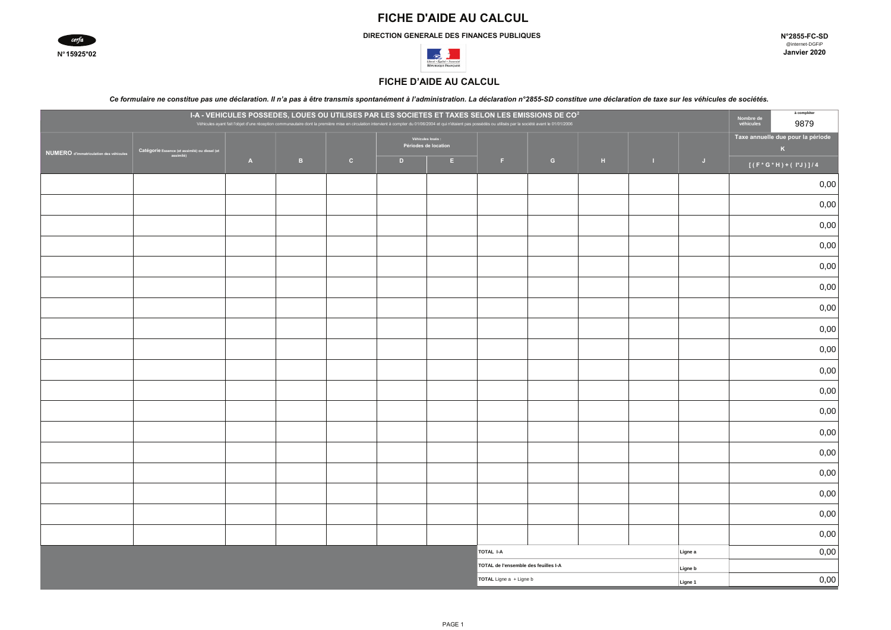# FICHE D'AIDE AU CALCUL

cerfa

N° 15925*02

**DIRECTION GENERALE DES FINANCES PUBLIQUES**

**N°2855-FC-SD**
@internet-DGFiP
**Janvier 2020**

## FICHE D'AIDE AU CALCUL

*Ce formulaire ne constitue pas une déclaration. Il n'a pas à être transmis spontanément à l'administration. La déclaration n°2855-SD constitue une déclaration de taxe sur les véhicules de sociétés.*

| I-A - VEHICULES POSSEDES, LOUES OU UTILISES PAR LES SOCIETES ET TAXES SELON LES EMISSIONS DE $CO^2$ Véhicules ayant fait l'objet d'une réception communautaire dont la première mise en circulation intervient à compter du 01/06/2004 et qui n'étaient pas possédés ou utilisés par la société avant le 01/01/2006 | | | | | | | | | | | | Nombre de véhicules (à compléter): 9879 |
|---|---|---|---|---|---|---|---|---|---|---|---|---|
| **NUMERO** d'immatriculation des véhicules | **Catégorie** Essence (et assimilé) ou diesel (et assimilé) | | | | Véhicules loués : Périodes de location | | | | | | | Taxe annuelle due pour la période |
| | | A | B | C | D | E | F | G | H | I | J | K [ ( F * G * H ) + ( I*J ) ] / 4 |
| | | | | | | | | | | | | 0,00 |
| | | | | | | | | | | | | 0,00 |
| | | | | | | | | | | | | 0,00 |
| | | | | | | | | | | | | 0,00 |
| | | | | | | | | | | | | 0,00 |
| | | | | | | | | | | | | 0,00 |
| | | | | | | | | | | | | 0,00 |
| | | | | | | | | | | | | 0,00 |
| | | | | | | | | | | | | 0,00 |
| | | | | | | | | | | | | 0,00 |
| | | | | | | | | | | | | 0,00 |
| | | | | | | | | | | | | 0,00 |
| | | | | | | | | | | | | 0,00 |
| | | | | | | | | | | | | 0,00 |
| | | | | | | | | | | | | 0,00 |
| | | | | | | | | | | | | 0,00 |
| | | | | | | | | | | | | 0,00 |
| | | | | | | | | | | | | 0,00 |
| | | | | | | TOTAL I-A | | | | | Ligne a | 0,00 |
| | | | | | | TOTAL de l'ensemble des feuilles I-A | | | | | Ligne b | |
| | | | | | | TOTAL Ligne a + Ligne b | | | | | Ligne 1 | 0,00 |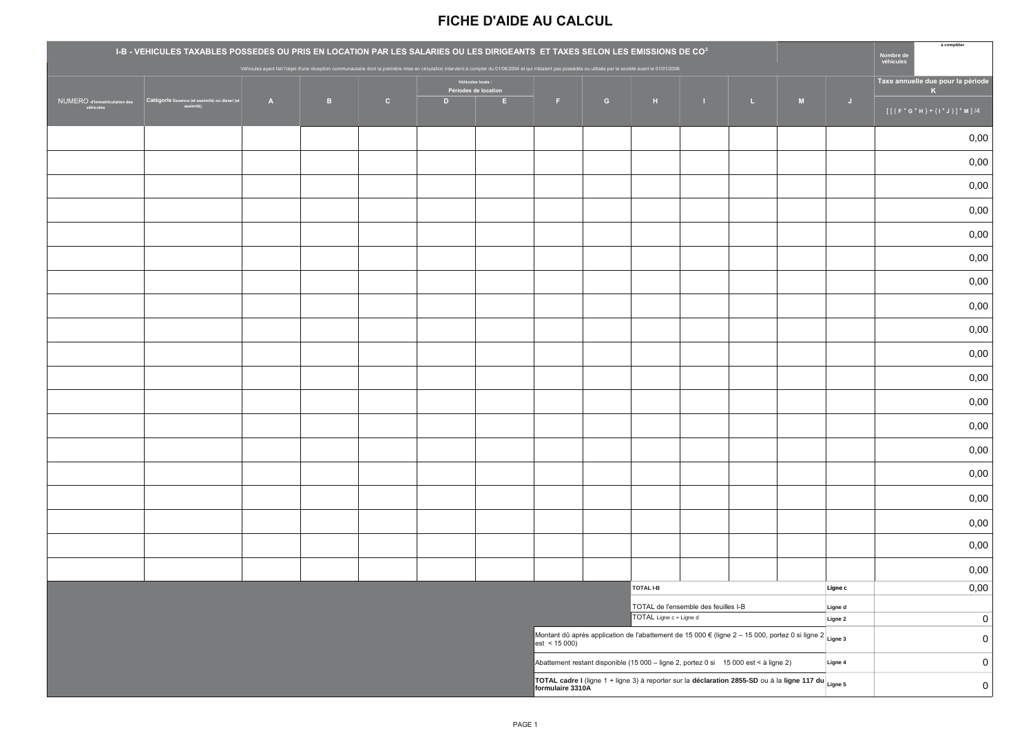# FICHE D'AIDE AU CALCUL

| I-B - VEHICULES TAXABLES POSSEDES OU PRIS EN LOCATION PAR LES SALARIES OU LES DIRIGEANTS ET TAXES SELON LES EMISSIONS DE $CO^2$ — Véhicules ayant fait l'objet d'une réception communautaire dont la première mise en circulation intervient à compter du 01/06/2004 et qui n'étaient pas possédés ou utilisés par la société avant le 01/01/2006 | | | | | | | | | | | | | | Nombre de véhicules — à compléter |
|---|---|---|---|---|---|---|---|---|---|---|---|---|---|---|
| NUMERO d'immatriculation des véhicules | Catégorie Essence (et assimilé) ou diesel (et assimilé) | A | B | C | Véhicules loués : Périodes de location D | E | F | G | H | I | L | M | J | Taxe annuelle due pour la période K [ [ ( F * G * H ) + ( I * J ) ] * M ] /4 |
| | | | | | | | | | | | | | | 0,00 |
| | | | | | | | | | | | | | | 0,00 |
| | | | | | | | | | | | | | | 0,00 |
| | | | | | | | | | | | | | | 0,00 |
| | | | | | | | | | | | | | | 0,00 |
| | | | | | | | | | | | | | | 0,00 |
| | | | | | | | | | | | | | | 0,00 |
| | | | | | | | | | | | | | | 0,00 |
| | | | | | | | | | | | | | | 0,00 |
| | | | | | | | | | | | | | | 0,00 |
| | | | | | | | | | | | | | | 0,00 |
| | | | | | | | | | | | | | | 0,00 |
| | | | | | | | | | | | | | | 0,00 |
| | | | | | | | | | | | | | | 0,00 |
| | | | | | | | | | | | | | | 0,00 |
| | | | | | | | | | | | | | | 0,00 |
| | | | | | | | | | | | | | | 0,00 |
| | | | | | | | | | | | | | | 0,00 |
| | | | | | | | | | | | | | | 0,00 |

| | | |
|---|---|---|
| TOTAL I-B | Ligne c | 0,00 |
| TOTAL de l'ensemble des feuilles I-B | Ligne d | |
| TOTAL Ligne c + Ligne d | Ligne 2 | 0 |
| Montant dû après application de l'abattement de 15 000 € (ligne 2 – 15 000, portez 0 si ligne 2 est < 15 000) | Ligne 3 | 0 |
| Abattement restant disponible (15 000 – ligne 2, portez 0 si 15 000 est < à ligne 2) | Ligne 4 | 0 |
| **TOTAL cadre I** (ligne 1 + ligne 3) à reporter sur la **déclaration 2855-SD** ou à la **ligne 117 du formulaire 3310A** | Ligne 5 | 0 |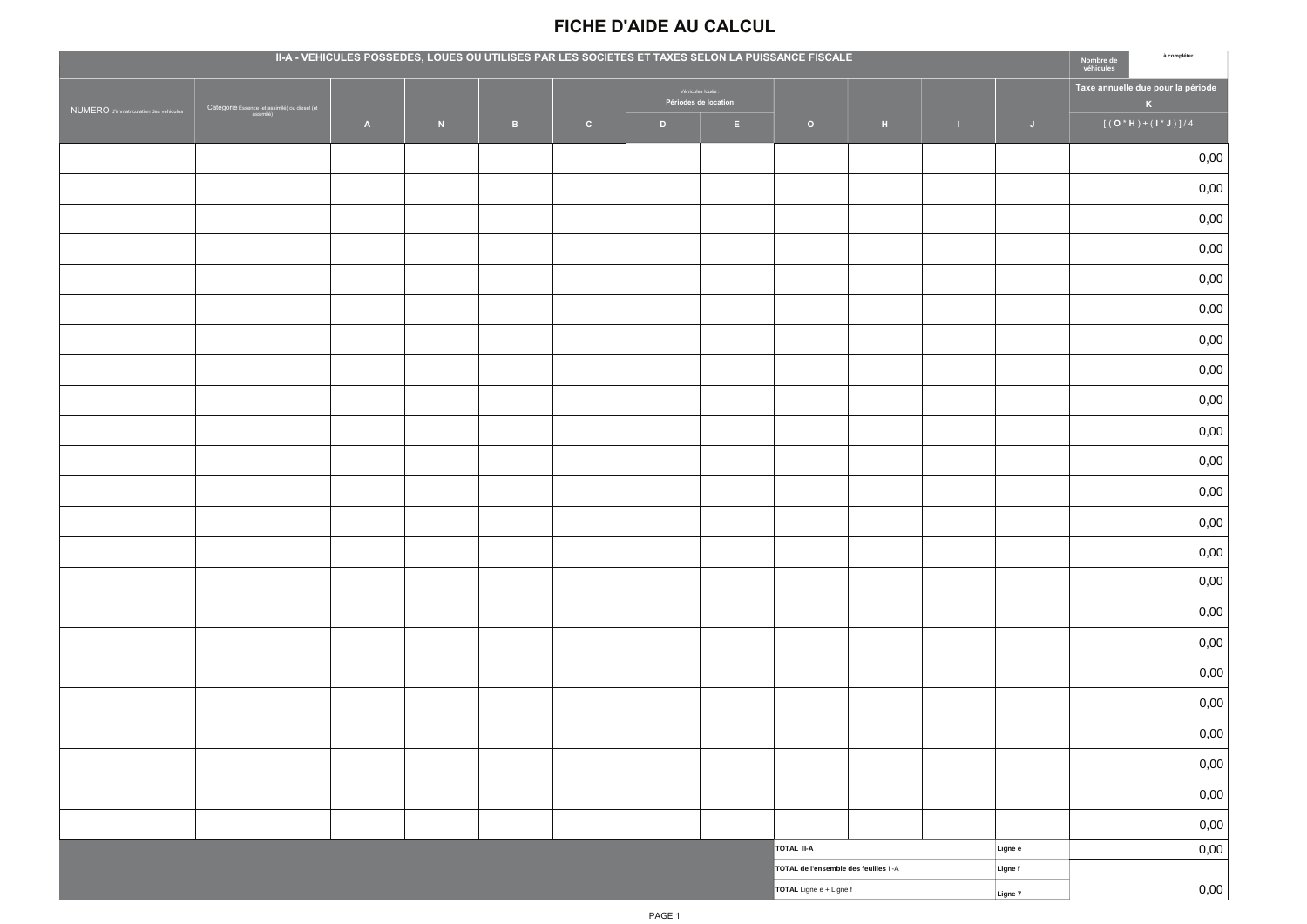# FICHE D'AIDE AU CALCUL

| II-A - VEHICULES POSSEDES, LOUES OU UTILISES PAR LES SOCIETES ET TAXES SELON LA PUISSANCE FISCALE | | | | | | | | | | | | Nombre de véhicules: à compléter |
|---|---|---|---|---|---|---|---|---|---|---|---|---|
| NUMERO d'immatriculation des véhicules | Catégorie Essence (et assimilé) ou diesel (et assimilé) | | | | | Véhicules loués : Périodes de location | | | | | | Taxe annuelle due pour la période K |
| | | A | N | B | C | D | E | O | H | I | J | [ ( O * H ) + ( I * J ) ] / 4 |
| | | | | | | | | | | | | 0,00 |
| | | | | | | | | | | | | 0,00 |
| | | | | | | | | | | | | 0,00 |
| | | | | | | | | | | | | 0,00 |
| | | | | | | | | | | | | 0,00 |
| | | | | | | | | | | | | 0,00 |
| | | | | | | | | | | | | 0,00 |
| | | | | | | | | | | | | 0,00 |
| | | | | | | | | | | | | 0,00 |
| | | | | | | | | | | | | 0,00 |
| | | | | | | | | | | | | 0,00 |
| | | | | | | | | | | | | 0,00 |
| | | | | | | | | | | | | 0,00 |
| | | | | | | | | | | | | 0,00 |
| | | | | | | | | | | | | 0,00 |
| | | | | | | | | | | | | 0,00 |
| | | | | | | | | | | | | 0,00 |
| | | | | | | | | | | | | 0,00 |
| | | | | | | | | | | | | 0,00 |
| | | | | | | | | | | | | 0,00 |
| | | | | | | | | | | | | 0,00 |
| | | | | | | | | | | | | 0,00 |
| | | | | | | | | | | | | 0,00 |
| | | | | | | | | TOTAL II-A | | | Ligne e | 0,00 |
| | | | | | | | | TOTAL de l'ensemble des feuilles II-A | | | Ligne f | |
| | | | | | | | | TOTAL Ligne e + Ligne f | | | Ligne 7 | 0,00 |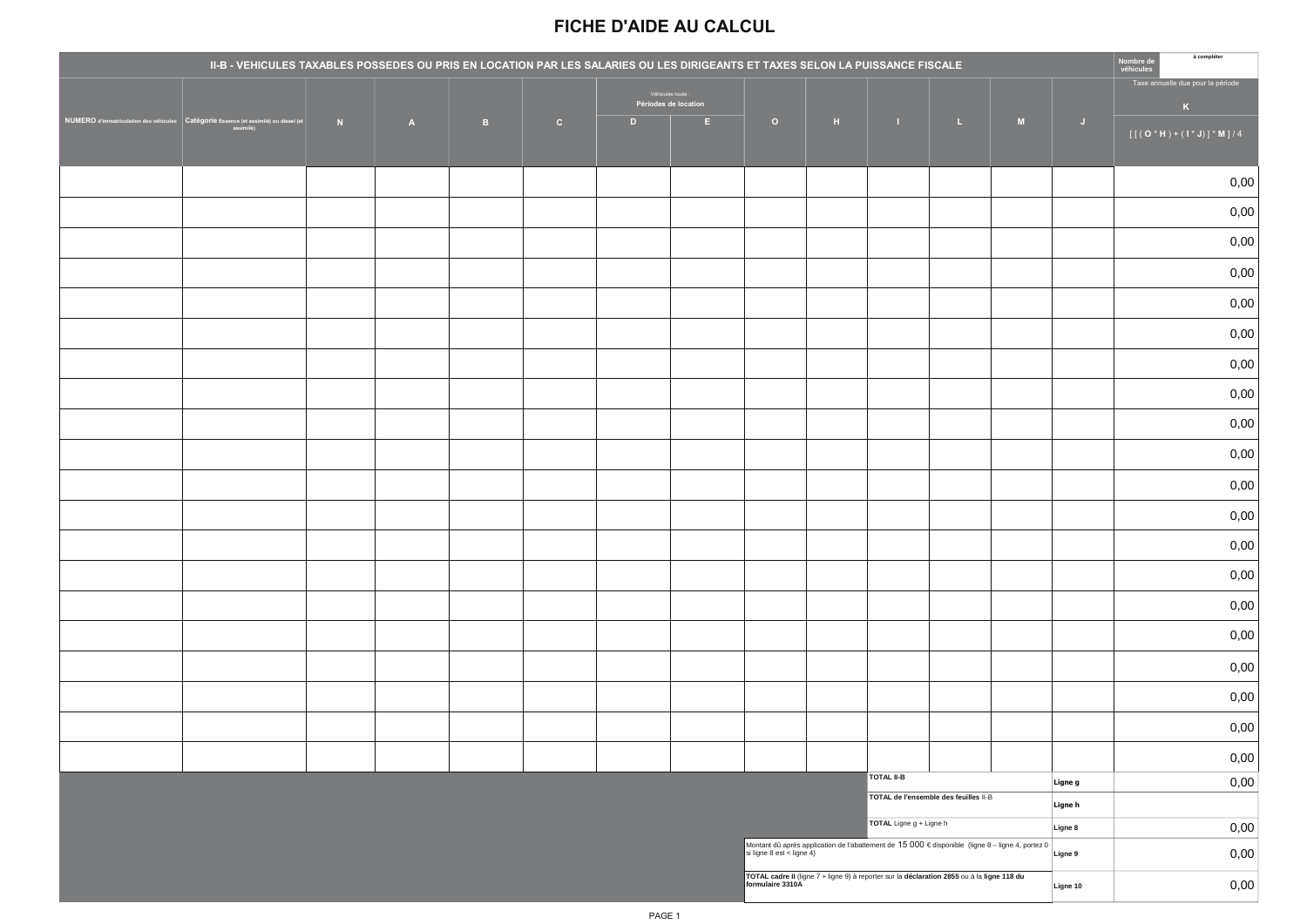# FICHE D'AIDE AU CALCUL

| II-B - VEHICULES TAXABLES POSSEDES OU PRIS EN LOCATION PAR LES SALARIES OU LES DIRIGEANTS ET TAXES SELON LA PUISSANCE FISCALE | | | | | | | | | | | | | | Nombre de véhicules : à compléter |
|---|---|---|---|---|---|---|---|---|---|---|---|---|---|---|
| | | | | | | Véhicules loués : Périodes de location | | | | | | | | Taxe annuelle due pour la période |
| NUMERO d'immatriculation des véhicules | Catégorie Essence (et assimilé) ou diesel (et assimilé) | N | A | B | C | D | E | O | H | I | L | M | J | K [ [ ( O * H ) + ( I * J) ] * M ] / 4 |
| | | | | | | | | | | | | | | 0,00 |
| | | | | | | | | | | | | | | 0,00 |
| | | | | | | | | | | | | | | 0,00 |
| | | | | | | | | | | | | | | 0,00 |
| | | | | | | | | | | | | | | 0,00 |
| | | | | | | | | | | | | | | 0,00 |
| | | | | | | | | | | | | | | 0,00 |
| | | | | | | | | | | | | | | 0,00 |
| | | | | | | | | | | | | | | 0,00 |
| | | | | | | | | | | | | | | 0,00 |
| | | | | | | | | | | | | | | 0,00 |
| | | | | | | | | | | | | | | 0,00 |
| | | | | | | | | | | | | | | 0,00 |
| | | | | | | | | | | | | | | 0,00 |
| | | | | | | | | | | | | | | 0,00 |
| | | | | | | | | | | | | | | 0,00 |
| | | | | | | | | | | | | | | 0,00 |
| | | | | | | | | | | | | | | 0,00 |
| | | | | | | | | | | | | | | 0,00 |
| | | | | | | | | | | | | | | 0,00 |
| | | | | | | | | | TOTAL II-B | | | Ligne g | 0,00 |
| | | | | | | | | | TOTAL de l'ensemble des feuilles II-B | | | Ligne h | |
| | | | | | | | | | TOTAL Ligne g + Ligne h | | | Ligne 8 | 0,00 |
| | | | | | | | | Montant dû après application de l'abattement de 15 000 € disponible (ligne 8 – ligne 4, portez 0 si ligne 8 est < ligne 4) | | | | Ligne 9 | 0,00 |
| | | | | | | | | TOTAL cadre II (ligne 7 + ligne 9) à reporter sur la déclaration 2855 ou à la ligne 118 du formulaire 3310A | | | | Ligne 10 | 0,00 |